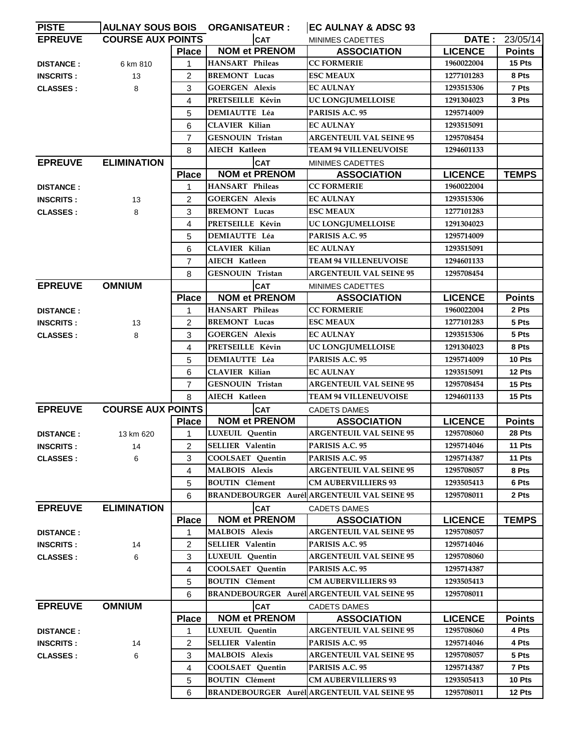| PISTE | AULNAY SOUS BOIS | ORGANISATEUR : | | EC AULNAY & ADSC 93 | | |
|---|---|---|---|---|---|---|
| **EPREUVE** | **COURSE AUX POINTS** | | **CAT** | MINIMES CADETTES | **DATE :** | 23/05/14 |
| | | **Place** | **NOM et PRENOM** | **ASSOCIATION** | **LICENCE** | **Points** |
| **DISTANCE :** | 6 km 810 | 1 | HANSART Phileas | CC FORMERIE | 1960022004 | 15 Pts |
| **INSCRITS :** | 13 | 2 | BREMONT Lucas | ESC MEAUX | 1277101283 | 8 Pts |
| **CLASSES :** | 8 | 3 | GOERGEN Alexis | EC AULNAY | 1293515306 | 7 Pts |
| | | 4 | PRETSEILLE Kévin | UC LONGJUMELLOISE | 1291304023 | 3 Pts |
| | | 5 | DEMIAUTTE Léa | PARISIS A.C. 95 | 1295714009 | |
| | | 6 | CLAVIER Kilian | EC AULNAY | 1293515091 | |
| | | 7 | GESNOUIN Tristan | ARGENTEUIL VAL SEINE 95 | 1295708454 | |
| | | 8 | AIECH Katleen | TEAM 94 VILLENEUVOISE | 1294601133 | |
| **EPREUVE** | **ELIMINATION** | | **CAT** | MINIMES CADETTES | | |
| | | **Place** | **NOM et PRENOM** | **ASSOCIATION** | **LICENCE** | **TEMPS** |
| **DISTANCE :** | | 1 | HANSART Phileas | CC FORMERIE | 1960022004 | |
| **INSCRITS :** | 13 | 2 | GOERGEN Alexis | EC AULNAY | 1293515306 | |
| **CLASSES :** | 8 | 3 | BREMONT Lucas | ESC MEAUX | 1277101283 | |
| | | 4 | PRETSEILLE Kévin | UC LONGJUMELLOISE | 1291304023 | |
| | | 5 | DEMIAUTTE Léa | PARISIS A.C. 95 | 1295714009 | |
| | | 6 | CLAVIER Kilian | EC AULNAY | 1293515091 | |
| | | 7 | AIECH Katleen | TEAM 94 VILLENEUVOISE | 1294601133 | |
| | | 8 | GESNOUIN Tristan | ARGENTEUIL VAL SEINE 95 | 1295708454 | |
| **EPREUVE** | **OMNIUM** | | **CAT** | MINIMES CADETTES | | |
| | | **Place** | **NOM et PRENOM** | **ASSOCIATION** | **LICENCE** | **Points** |
| **DISTANCE :** | | 1 | HANSART Phileas | CC FORMERIE | 1960022004 | 2 Pts |
| **INSCRITS :** | 13 | 2 | BREMONT Lucas | ESC MEAUX | 1277101283 | 5 Pts |
| **CLASSES :** | 8 | 3 | GOERGEN Alexis | EC AULNAY | 1293515306 | 5 Pts |
| | | 4 | PRETSEILLE Kévin | UC LONGJUMELLOISE | 1291304023 | 8 Pts |
| | | 5 | DEMIAUTTE Léa | PARISIS A.C. 95 | 1295714009 | 10 Pts |
| | | 6 | CLAVIER Kilian | EC AULNAY | 1293515091 | 12 Pts |
| | | 7 | GESNOUIN Tristan | ARGENTEUIL VAL SEINE 95 | 1295708454 | 15 Pts |
| | | 8 | AIECH Katleen | TEAM 94 VILLENEUVOISE | 1294601133 | 15 Pts |
| **EPREUVE** | **COURSE AUX POINTS** | | **CAT** | CADETS DAMES | | |
| | | **Place** | **NOM et PRENOM** | **ASSOCIATION** | **LICENCE** | **Points** |
| **DISTANCE :** | 13 km 620 | 1 | LUXEUIL Quentin | ARGENTEUIL VAL SEINE 95 | 1295708060 | 28 Pts |
| **INSCRITS :** | 14 | 2 | SELLIER Valentin | PARISIS A.C. 95 | 1295714046 | 11 Pts |
| **CLASSES :** | 6 | 3 | COOLSAET Quentin | PARISIS A.C. 95 | 1295714387 | 11 Pts |
| | | 4 | MALBOIS Alexis | ARGENTEUIL VAL SEINE 95 | 1295708057 | 8 Pts |
| | | 5 | BOUTIN Clément | CM AUBERVILLIERS 93 | 1293505413 | 6 Pts |
| | | 6 | BRANDEBOURGER Aurél | ARGENTEUIL VAL SEINE 95 | 1295708011 | 2 Pts |
| **EPREUVE** | **ELIMINATION** | | **CAT** | CADETS DAMES | | |
| | | **Place** | **NOM et PRENOM** | **ASSOCIATION** | **LICENCE** | **TEMPS** |
| **DISTANCE :** | | 1 | MALBOIS Alexis | ARGENTEUIL VAL SEINE 95 | 1295708057 | |
| **INSCRITS :** | 14 | 2 | SELLIER Valentin | PARISIS A.C. 95 | 1295714046 | |
| **CLASSES :** | 6 | 3 | LUXEUIL Quentin | ARGENTEUIL VAL SEINE 95 | 1295708060 | |
| | | 4 | COOLSAET Quentin | PARISIS A.C. 95 | 1295714387 | |
| | | 5 | BOUTIN Clément | CM AUBERVILLIERS 93 | 1293505413 | |
| | | 6 | BRANDEBOURGER Aurél | ARGENTEUIL VAL SEINE 95 | 1295708011 | |
| **EPREUVE** | **OMNIUM** | | **CAT** | CADETS DAMES | | |
| | | **Place** | **NOM et PRENOM** | **ASSOCIATION** | **LICENCE** | **Points** |
| **DISTANCE :** | | 1 | LUXEUIL Quentin | ARGENTEUIL VAL SEINE 95 | 1295708060 | 4 Pts |
| **INSCRITS :** | 14 | 2 | SELLIER Valentin | PARISIS A.C. 95 | 1295714046 | 4 Pts |
| **CLASSES :** | 6 | 3 | MALBOIS Alexis | ARGENTEUIL VAL SEINE 95 | 1295708057 | 5 Pts |
| | | 4 | COOLSAET Quentin | PARISIS A.C. 95 | 1295714387 | 7 Pts |
| | | 5 | BOUTIN Clément | CM AUBERVILLIERS 93 | 1293505413 | 10 Pts |
| | | 6 | BRANDEBOURGER Aurél | ARGENTEUIL VAL SEINE 95 | 1295708011 | 12 Pts |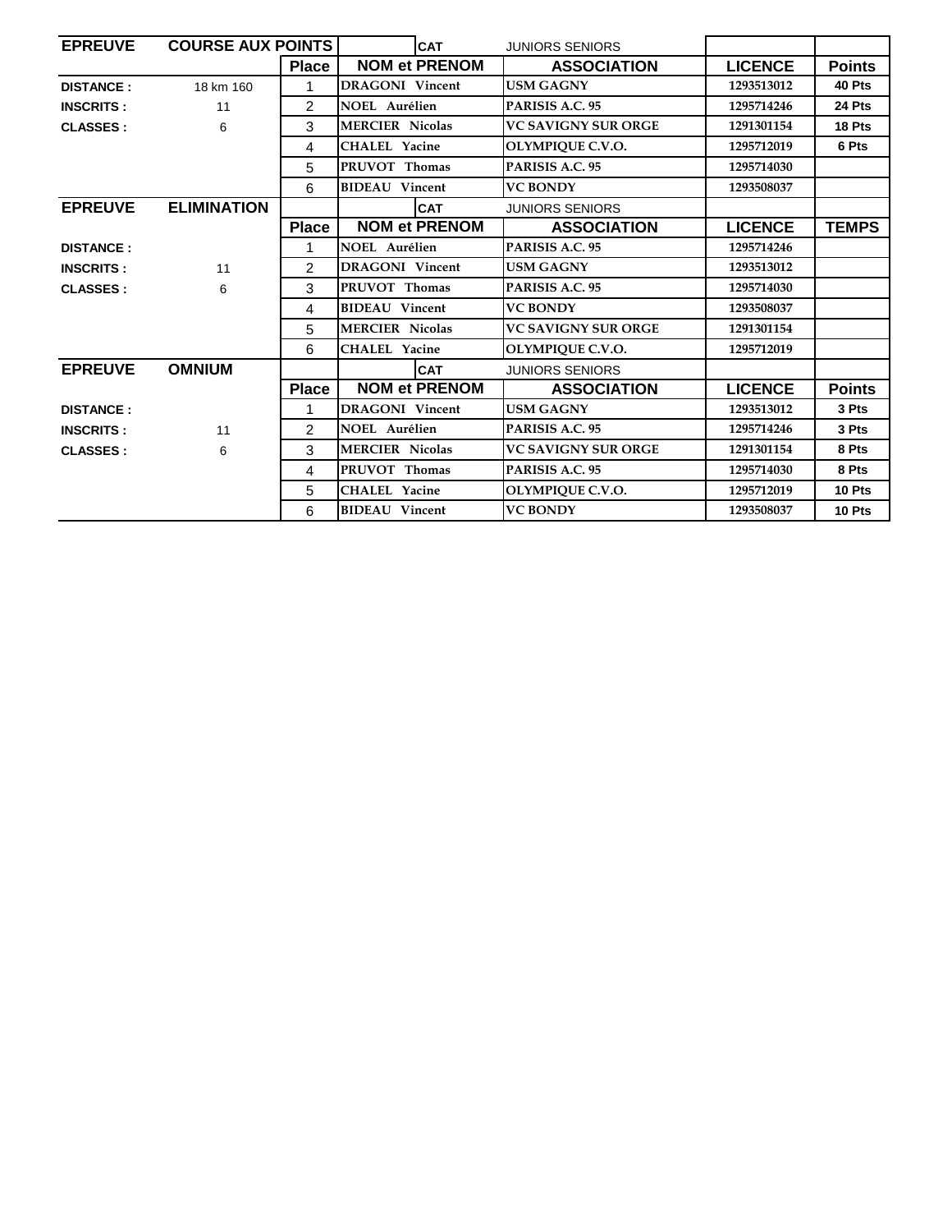| EPREUVE | COURSE AUX POINTS | | CAT | JUNIORS SENIORS | | |
|---|---|---|---|---|---|---|
| | | **Place** | **NOM et PRENOM** | **ASSOCIATION** | **LICENCE** | **Points** |
| **DISTANCE :** | 18 km 160 | 1 | **DRAGONI Vincent** | **USM GAGNY** | **1293513012** | **40 Pts** |
| **INSCRITS :** | 11 | 2 | **NOEL Aurélien** | **PARISIS A.C. 95** | **1295714246** | **24 Pts** |
| **CLASSES :** | 6 | 3 | **MERCIER Nicolas** | **VC SAVIGNY SUR ORGE** | **1291301154** | **18 Pts** |
| | | 4 | **CHALEL Yacine** | **OLYMPIQUE C.V.O.** | **1295712019** | **6 Pts** |
| | | 5 | **PRUVOT Thomas** | **PARISIS A.C. 95** | **1295714030** | |
| | | 6 | **BIDEAU Vincent** | **VC BONDY** | **1293508037** | |

| EPREUVE | ELIMINATION | | CAT | JUNIORS SENIORS | | |
|---|---|---|---|---|---|---|
| | | **Place** | **NOM et PRENOM** | **ASSOCIATION** | **LICENCE** | **TEMPS** |
| **DISTANCE :** | | 1 | **NOEL Aurélien** | **PARISIS A.C. 95** | **1295714246** | |
| **INSCRITS :** | 11 | 2 | **DRAGONI Vincent** | **USM GAGNY** | **1293513012** | |
| **CLASSES :** | 6 | 3 | **PRUVOT Thomas** | **PARISIS A.C. 95** | **1295714030** | |
| | | 4 | **BIDEAU Vincent** | **VC BONDY** | **1293508037** | |
| | | 5 | **MERCIER Nicolas** | **VC SAVIGNY SUR ORGE** | **1291301154** | |
| | | 6 | **CHALEL Yacine** | **OLYMPIQUE C.V.O.** | **1295712019** | |

| EPREUVE | OMNIUM | | CAT | JUNIORS SENIORS | | |
|---|---|---|---|---|---|---|
| | | **Place** | **NOM et PRENOM** | **ASSOCIATION** | **LICENCE** | **Points** |
| **DISTANCE :** | | 1 | **DRAGONI Vincent** | **USM GAGNY** | **1293513012** | **3 Pts** |
| **INSCRITS :** | 11 | 2 | **NOEL Aurélien** | **PARISIS A.C. 95** | **1295714246** | **3 Pts** |
| **CLASSES :** | 6 | 3 | **MERCIER Nicolas** | **VC SAVIGNY SUR ORGE** | **1291301154** | **8 Pts** |
| | | 4 | **PRUVOT Thomas** | **PARISIS A.C. 95** | **1295714030** | **8 Pts** |
| | | 5 | **CHALEL Yacine** | **OLYMPIQUE C.V.O.** | **1295712019** | **10 Pts** |
| | | 6 | **BIDEAU Vincent** | **VC BONDY** | **1293508037** | **10 Pts** |